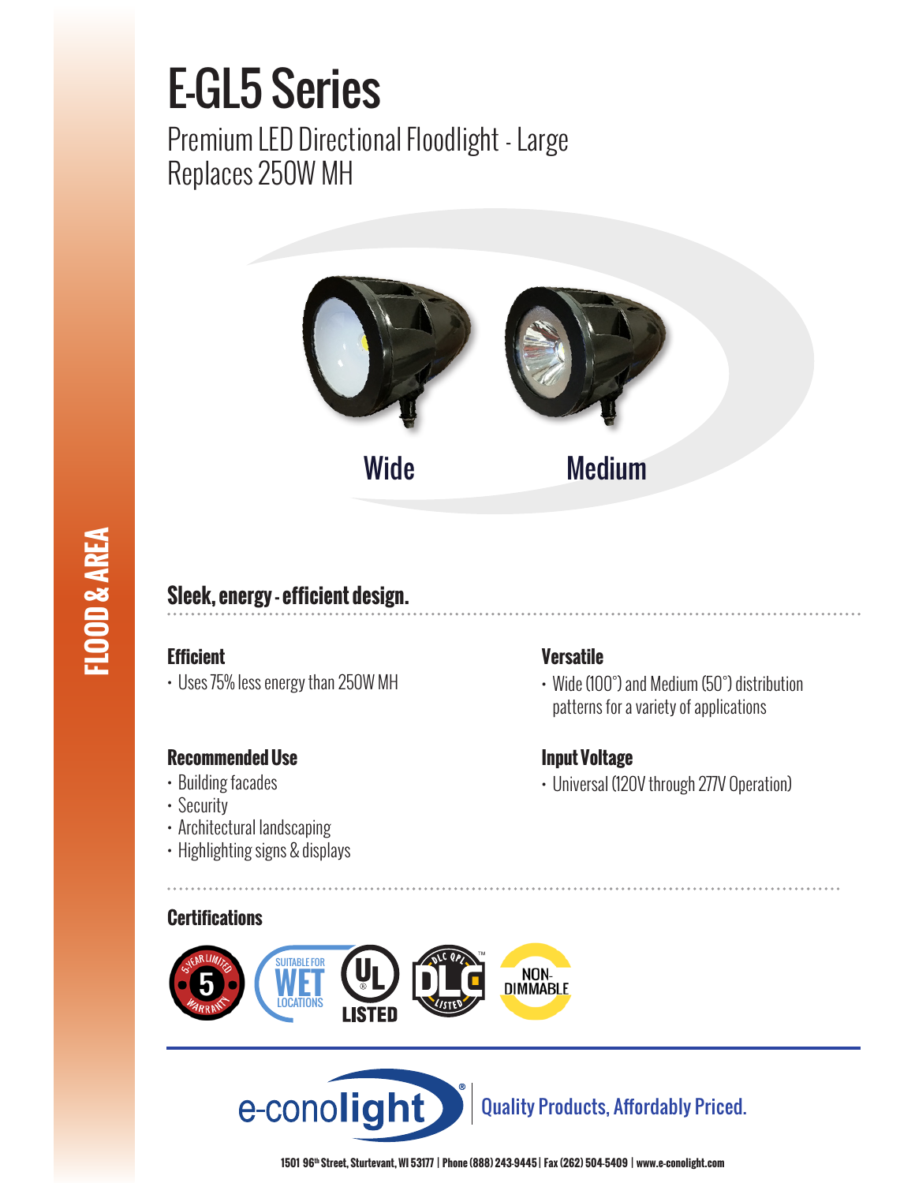# E-GL5 Series

Premium LED Directional Floodlight - Large
Replaces 250W MH

Wide

Medium

FLOOD & AREA

## Sleek, energy - efficient design.

### Efficient

- Uses 75% less energy than 250W MH

### Versatile

- Wide (100°) and Medium (50°) distribution patterns for a variety of applications

### Recommended Use

- Building facades
- Security
- Architectural landscaping
- Highlighting signs & displays

### Input Voltage

- Universal (120V through 277V Operation)

### Certifications

5-YEAR LIMITED WARRANTY | SUITABLE FOR WET LOCATIONS | UL LISTED | DLC QPL LISTED | NON-DIMMABLE

e-conolight® | Quality Products, Affordably Priced.

1501 96th Street, Sturtevant, WI 53177 | Phone (888) 243-9445 | Fax (262) 504-5409 | www.e-conolight.com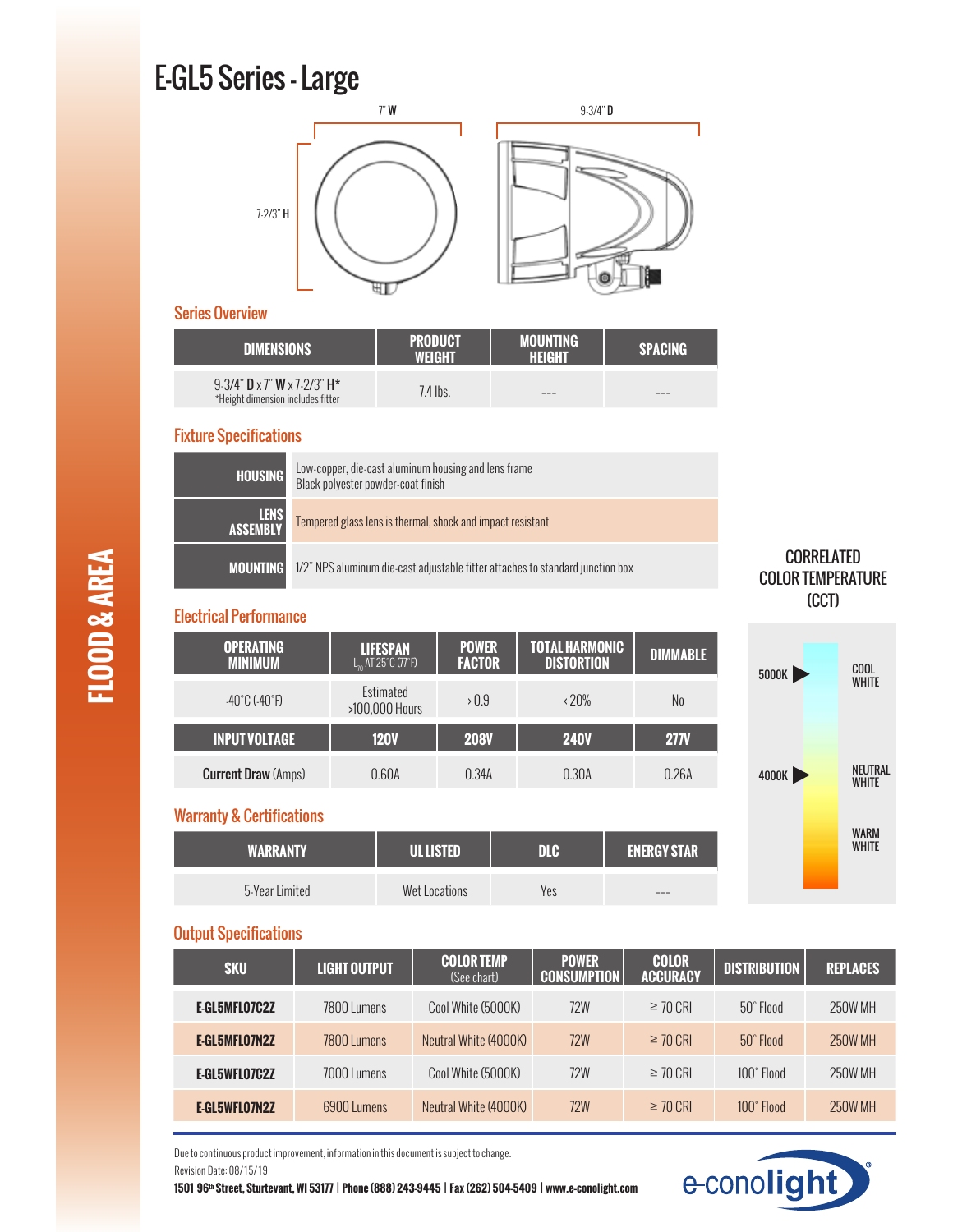# E-GL5 Series - Large

7" W

9-3/4" D

7-2/3" H

## Series Overview

| DIMENSIONS | PRODUCT WEIGHT | MOUNTING HEIGHT | SPACING |
|---|---|---|---|
| 9-3/4" **D** x 7" **W** x 7-2/3" **H***<br>*Height dimension includes fitter | 7.4 lbs. | --- | --- |

## Fixture Specifications

| | |
|---|---|
| **HOUSING** | Low-copper, die-cast aluminum housing and lens frame<br>Black polyester powder-coat finish |
| **LENS ASSEMBLY** | Tempered glass lens is thermal, shock and impact resistant |
| **MOUNTING** | 1/2" NPS aluminum die-cast adjustable fitter attaches to standard junction box |

## Electrical Performance

| OPERATING MINIMUM | LIFESPAN $L_{70}$ AT 25°C (77°F) | POWER FACTOR | TOTAL HARMONIC DISTORTION | DIMMABLE |
|---|---|---|---|---|
| -40°C (-40°F) | Estimated >100,000 Hours | > 0.9 | < 20% | No |
| **INPUT VOLTAGE** | **120V** | **208V** | **240V** | **277V** |
| **Current Draw** (Amps) | 0.60A | 0.34A | 0.30A | 0.26A |

## Warranty & Certifications

| WARRANTY | UL LISTED | DLC | ENERGY STAR |
|---|---|---|---|
| 5-Year Limited | Wet Locations | Yes | --- |

CORRELATED COLOR TEMPERATURE (CCT)

5000K — COOL WHITE

4000K — NEUTRAL WHITE

WARM WHITE

## Output Specifications

| SKU | LIGHT OUTPUT | COLOR TEMP (See chart) | POWER CONSUMPTION | COLOR ACCURACY | DISTRIBUTION | REPLACES |
|---|---|---|---|---|---|---|
| **E-GL5MFL07C2Z** | 7800 Lumens | Cool White (5000K) | 72W | ≥ 70 CRI | 50° Flood | 250W MH |
| **E-GL5MFL07N2Z** | 7800 Lumens | Neutral White (4000K) | 72W | ≥ 70 CRI | 50° Flood | 250W MH |
| **E-GL5WFL07C2Z** | 7000 Lumens | Cool White (5000K) | 72W | ≥ 70 CRI | 100° Flood | 250W MH |
| **E-GL5WFL07N2Z** | 6900 Lumens | Neutral White (4000K) | 72W | ≥ 70 CRI | 100° Flood | 250W MH |

Due to continuous product improvement, information in this document is subject to change.

Revision Date: 08/15/19

**1501 96th Street, Sturtevant, WI 53177 | Phone (888) 243-9445 | Fax (262) 504-5409 | www.e-conolight.com**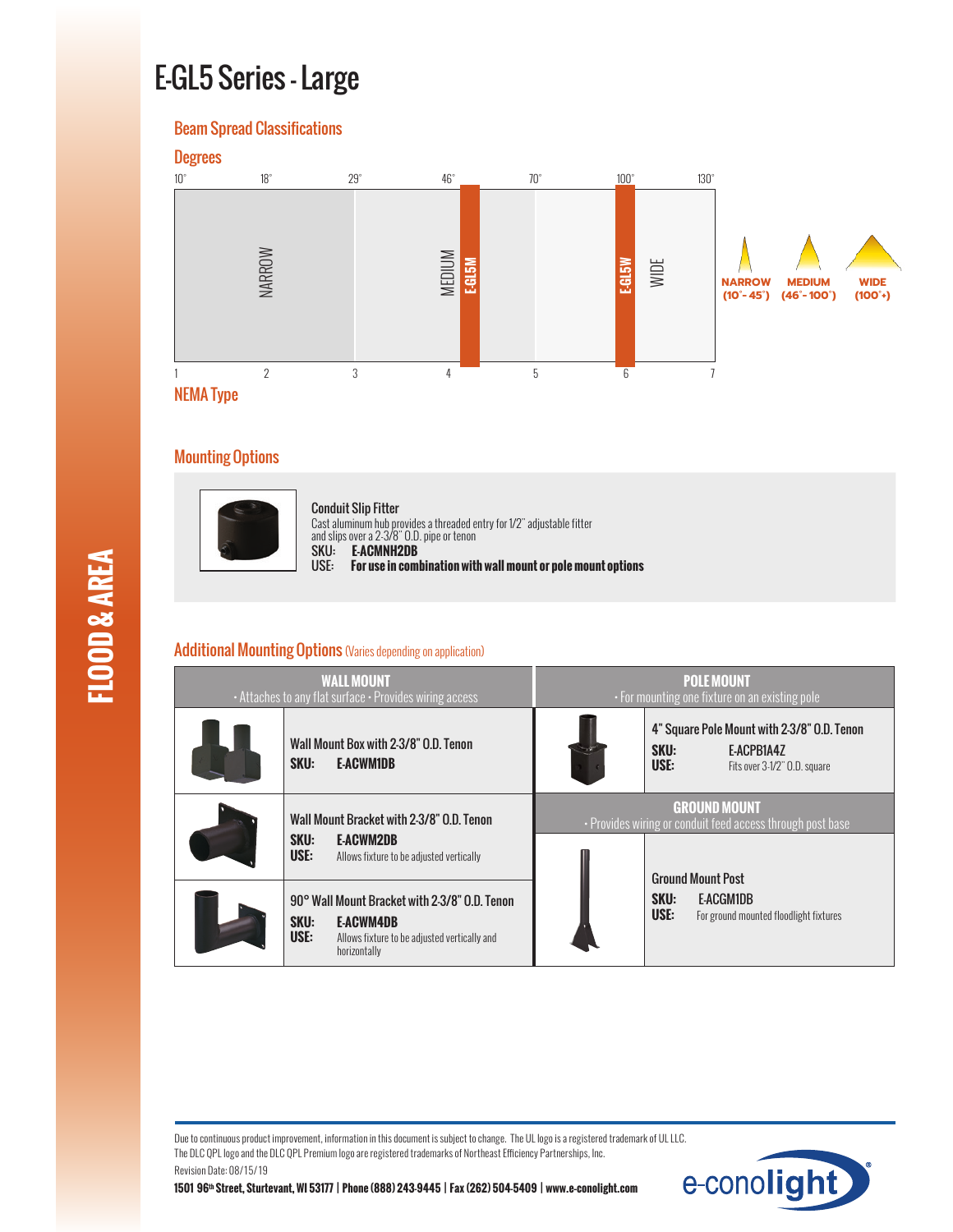# E-GL5 Series - Large

## Beam Spread Classifications

### Degrees

10° 18° 29° 46° 70° 100° 130°

NARROW

MEDIUM

E-GL5M

E-GL5W

WIDE

1 2 3 4 5 6 7

### NEMA Type

NARROW (10°- 45°)
MEDIUM (46°- 100°)
WIDE (100°+)

## Mounting Options

**Conduit Slip Fitter**
Cast aluminum hub provides a threaded entry for 1/2" adjustable fitter and slips over a 2-3/8" O.D. pipe or tenon
SKU: **E-ACMNH2DB**
USE: **For use in combination with wall mount or pole mount options**

## Additional Mounting Options (Varies depending on application)

### WALL MOUNT
• Attaches to any flat surface • Provides wiring access

**Wall Mount Box with 2-3/8" O.D. Tenon**
**SKU:** E-ACWM1DB

**Wall Mount Bracket with 2-3/8" O.D. Tenon**
**SKU:** E-ACWM2DB
**USE:** Allows fixture to be adjusted vertically

**90° Wall Mount Bracket with 2-3/8" O.D. Tenon**
**SKU:** E-ACWM4DB
**USE:** Allows fixture to be adjusted vertically and horizontally

### POLE MOUNT
• For mounting one fixture on an existing pole

**4" Square Pole Mount with 2-3/8" O.D. Tenon**
**SKU:** E-ACPB1A4Z
**USE:** Fits over 3-1/2" O.D. square

### GROUND MOUNT
• Provides wiring or conduit feed access through post base

**Ground Mount Post**
**SKU:** E-ACGM1DB
**USE:** For ground mounted floodlight fixtures

Due to continuous product improvement, information in this document is subject to change. The UL logo is a registered trademark of UL LLC. The DLC QPL logo and the DLC QPL Premium logo are registered trademarks of Northeast Efficiency Partnerships, Inc.
Revision Date: 08/15/19
**1501 96th Street, Sturtevant, WI 53177 | Phone (888) 243-9445 | Fax (262) 504-5409 | www.e-conolight.com**